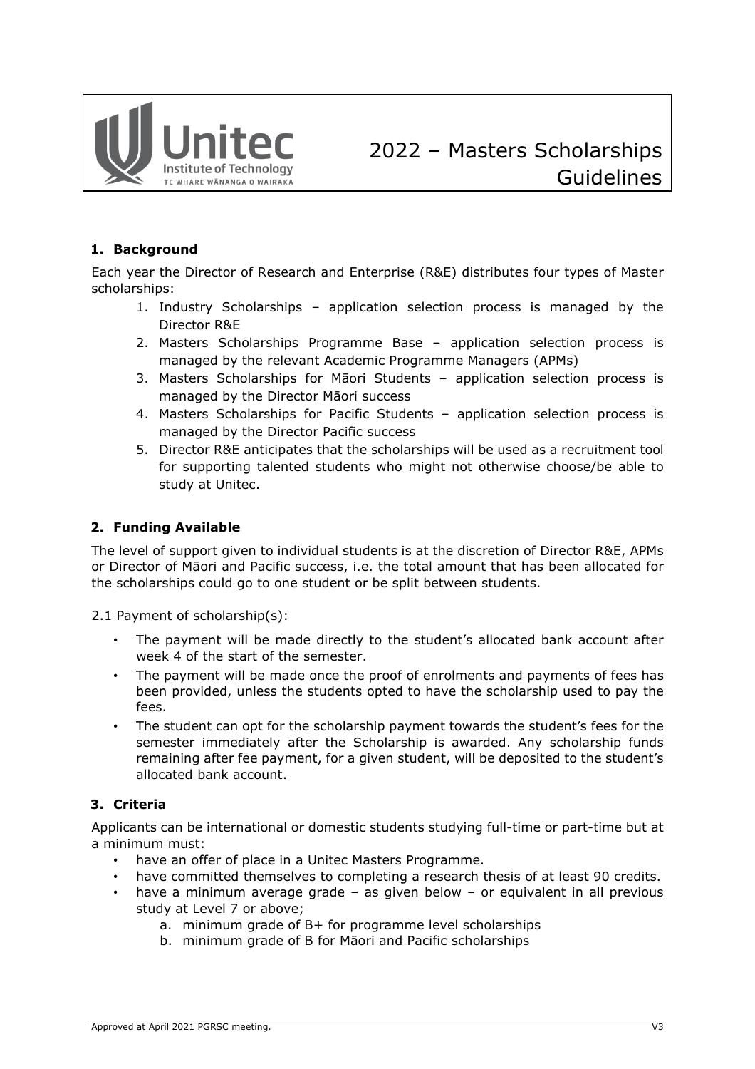# 2022 – Masters Scholarships Guidelines

## 1. Background

Each year the Director of Research and Enterprise (R&E) distributes four types of Master scholarships:

1. Industry Scholarships – application selection process is managed by the Director R&E
2. Masters Scholarships Programme Base – application selection process is managed by the relevant Academic Programme Managers (APMs)
3. Masters Scholarships for Māori Students – application selection process is managed by the Director Māori success
4. Masters Scholarships for Pacific Students – application selection process is managed by the Director Pacific success
5. Director R&E anticipates that the scholarships will be used as a recruitment tool for supporting talented students who might not otherwise choose/be able to study at Unitec.

## 2. Funding Available

The level of support given to individual students is at the discretion of Director R&E, APMs or Director of Māori and Pacific success, i.e. the total amount that has been allocated for the scholarships could go to one student or be split between students.

2.1 Payment of scholarship(s):

- The payment will be made directly to the student's allocated bank account after week 4 of the start of the semester.
- The payment will be made once the proof of enrolments and payments of fees has been provided, unless the students opted to have the scholarship used to pay the fees.
- The student can opt for the scholarship payment towards the student's fees for the semester immediately after the Scholarship is awarded. Any scholarship funds remaining after fee payment, for a given student, will be deposited to the student's allocated bank account.

## 3. Criteria

Applicants can be international or domestic students studying full-time or part-time but at a minimum must:

- have an offer of place in a Unitec Masters Programme.
- have committed themselves to completing a research thesis of at least 90 credits.
- have a minimum average grade – as given below – or equivalent in all previous study at Level 7 or above;
    a. minimum grade of B+ for programme level scholarships
    b. minimum grade of B for Māori and Pacific scholarships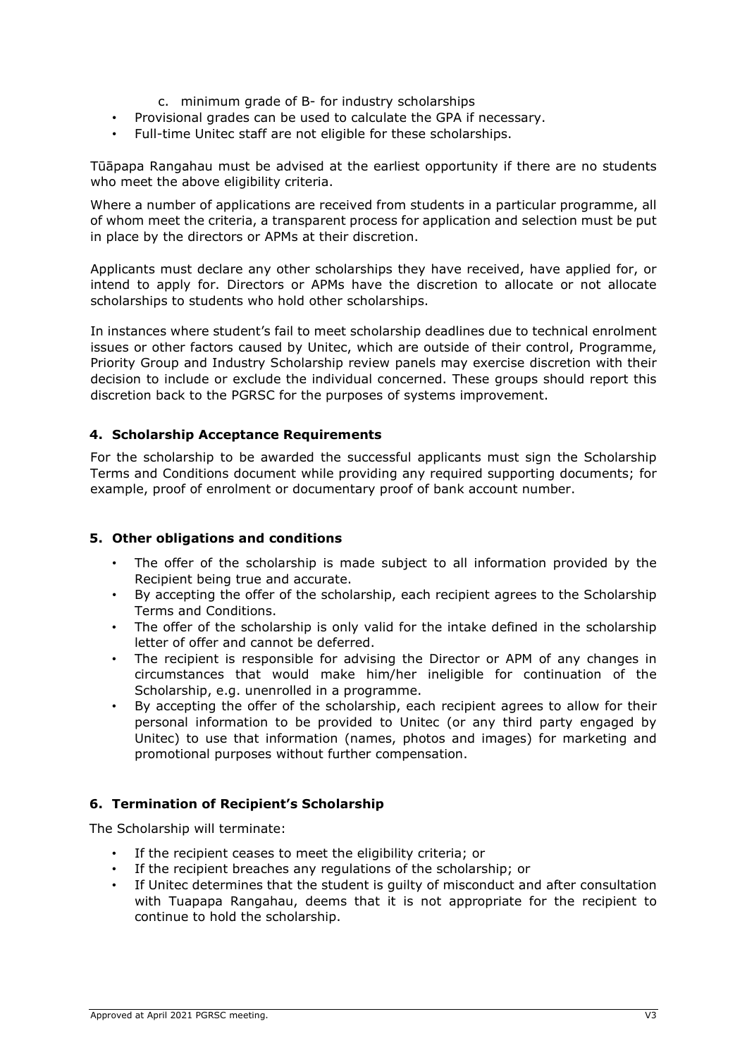c. minimum grade of B- for industry scholarships

- Provisional grades can be used to calculate the GPA if necessary.
- Full-time Unitec staff are not eligible for these scholarships.

Tūāpapa Rangahau must be advised at the earliest opportunity if there are no students who meet the above eligibility criteria.

Where a number of applications are received from students in a particular programme, all of whom meet the criteria, a transparent process for application and selection must be put in place by the directors or APMs at their discretion.

Applicants must declare any other scholarships they have received, have applied for, or intend to apply for. Directors or APMs have the discretion to allocate or not allocate scholarships to students who hold other scholarships.

In instances where student's fail to meet scholarship deadlines due to technical enrolment issues or other factors caused by Unitec, which are outside of their control, Programme, Priority Group and Industry Scholarship review panels may exercise discretion with their decision to include or exclude the individual concerned. These groups should report this discretion back to the PGRSC for the purposes of systems improvement.

### 4. Scholarship Acceptance Requirements

For the scholarship to be awarded the successful applicants must sign the Scholarship Terms and Conditions document while providing any required supporting documents; for example, proof of enrolment or documentary proof of bank account number.

### 5. Other obligations and conditions

- The offer of the scholarship is made subject to all information provided by the Recipient being true and accurate.
- By accepting the offer of the scholarship, each recipient agrees to the Scholarship Terms and Conditions.
- The offer of the scholarship is only valid for the intake defined in the scholarship letter of offer and cannot be deferred.
- The recipient is responsible for advising the Director or APM of any changes in circumstances that would make him/her ineligible for continuation of the Scholarship, e.g. unenrolled in a programme.
- By accepting the offer of the scholarship, each recipient agrees to allow for their personal information to be provided to Unitec (or any third party engaged by Unitec) to use that information (names, photos and images) for marketing and promotional purposes without further compensation.

### 6. Termination of Recipient's Scholarship

The Scholarship will terminate:

- If the recipient ceases to meet the eligibility criteria; or
- If the recipient breaches any regulations of the scholarship; or
- If Unitec determines that the student is guilty of misconduct and after consultation with Tuapapa Rangahau, deems that it is not appropriate for the recipient to continue to hold the scholarship.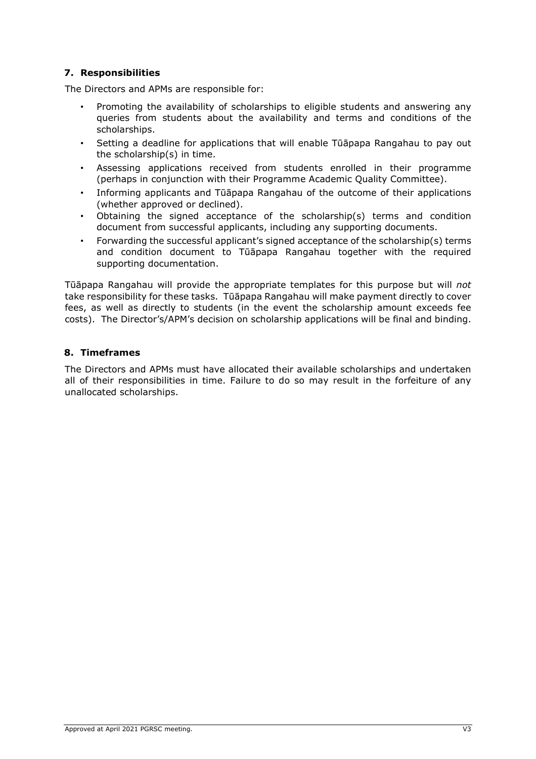### 7. Responsibilities

The Directors and APMs are responsible for:

- Promoting the availability of scholarships to eligible students and answering any queries from students about the availability and terms and conditions of the scholarships.
- Setting a deadline for applications that will enable Tūāpapa Rangahau to pay out the scholarship(s) in time.
- Assessing applications received from students enrolled in their programme (perhaps in conjunction with their Programme Academic Quality Committee).
- Informing applicants and Tūāpapa Rangahau of the outcome of their applications (whether approved or declined).
- Obtaining the signed acceptance of the scholarship(s) terms and condition document from successful applicants, including any supporting documents.
- Forwarding the successful applicant's signed acceptance of the scholarship(s) terms and condition document to Tūāpapa Rangahau together with the required supporting documentation.

Tūāpapa Rangahau will provide the appropriate templates for this purpose but will *not* take responsibility for these tasks. Tūāpapa Rangahau will make payment directly to cover fees, as well as directly to students (in the event the scholarship amount exceeds fee costs). The Director's/APM's decision on scholarship applications will be final and binding.

### 8. Timeframes

The Directors and APMs must have allocated their available scholarships and undertaken all of their responsibilities in time. Failure to do so may result in the forfeiture of any unallocated scholarships.